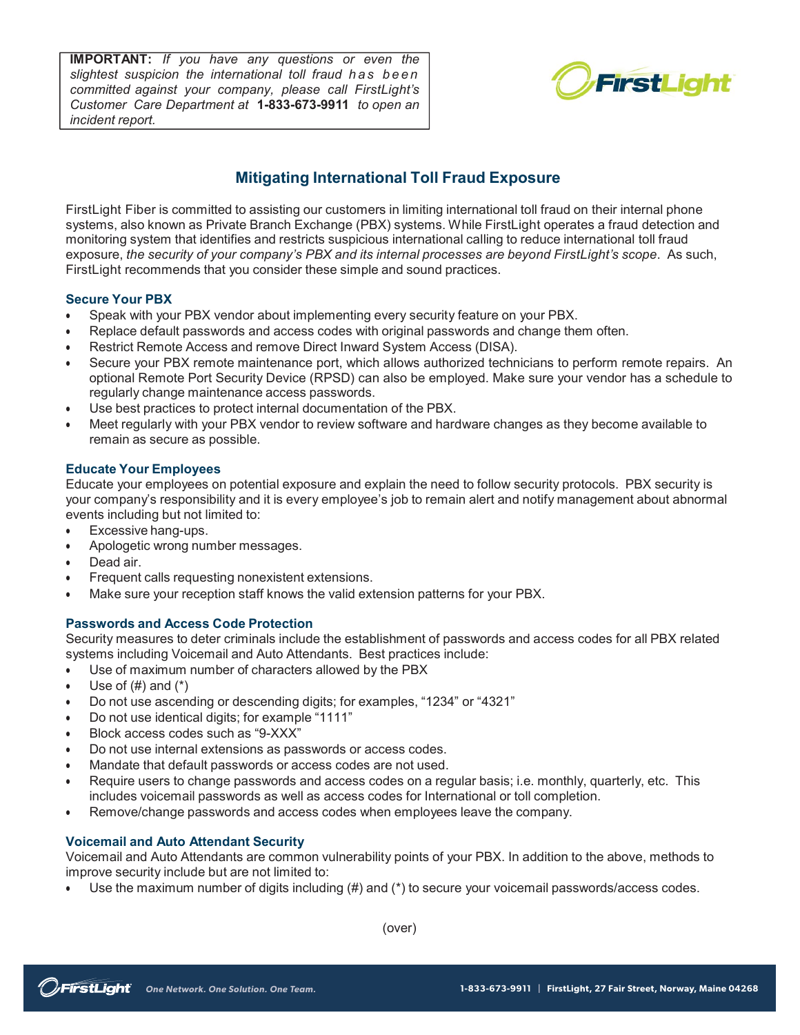**IMPORTANT:** *If you have any questions or even the slightest suspicion the international toll fraud has been committed against your company, please call FirstLight's Customer Care Department at* **1-833-673-9911** *to open an incident report.*

## Mitigating International Toll Fraud Exposure

FirstLight Fiber is committed to assisting our customers in limiting international toll fraud on their internal phone systems, also known as Private Branch Exchange (PBX) systems. While FirstLight operates a fraud detection and monitoring system that identifies and restricts suspicious international calling to reduce international toll fraud exposure, *the security of your company's PBX and its internal processes are beyond FirstLight's scope*. As such, FirstLight recommends that you consider these simple and sound practices.

### Secure Your PBX

- Speak with your PBX vendor about implementing every security feature on your PBX.
- Replace default passwords and access codes with original passwords and change them often.
- Restrict Remote Access and remove Direct Inward System Access (DISA).
- Secure your PBX remote maintenance port, which allows authorized technicians to perform remote repairs. An optional Remote Port Security Device (RPSD) can also be employed. Make sure your vendor has a schedule to regularly change maintenance access passwords.
- Use best practices to protect internal documentation of the PBX.
- Meet regularly with your PBX vendor to review software and hardware changes as they become available to remain as secure as possible.

### Educate Your Employees

Educate your employees on potential exposure and explain the need to follow security protocols. PBX security is your company's responsibility and it is every employee's job to remain alert and notify management about abnormal events including but not limited to:

- Excessive hang-ups.
- Apologetic wrong number messages.
- Dead air.
- Frequent calls requesting nonexistent extensions.
- Make sure your reception staff knows the valid extension patterns for your PBX.

### Passwords and Access Code Protection

Security measures to deter criminals include the establishment of passwords and access codes for all PBX related systems including Voicemail and Auto Attendants. Best practices include:

- Use of maximum number of characters allowed by the PBX
- Use of (#) and (*)
- Do not use ascending or descending digits; for examples, "1234" or "4321"
- Do not use identical digits; for example "1111"
- Block access codes such as "9-XXX"
- Do not use internal extensions as passwords or access codes.
- Mandate that default passwords or access codes are not used.
- Require users to change passwords and access codes on a regular basis; i.e. monthly, quarterly, etc. This includes voicemail passwords as well as access codes for International or toll completion.
- Remove/change passwords and access codes when employees leave the company.

### Voicemail and Auto Attendant Security

Voicemail and Auto Attendants are common vulnerability points of your PBX. In addition to the above, methods to improve security include but are not limited to:

- Use the maximum number of digits including (#) and (*) to secure your voicemail passwords/access codes.

(over)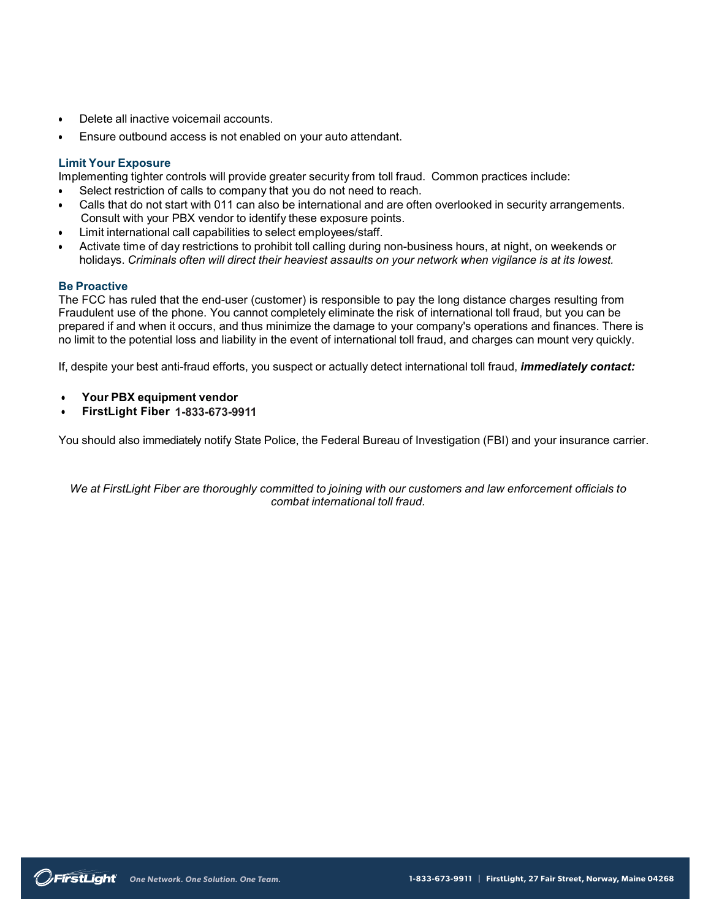- Delete all inactive voicemail accounts.
- Ensure outbound access is not enabled on your auto attendant.

### Limit Your Exposure

Implementing tighter controls will provide greater security from toll fraud. Common practices include:

- Select restriction of calls to company that you do not need to reach.
- Calls that do not start with 011 can also be international and are often overlooked in security arrangements. Consult with your PBX vendor to identify these exposure points.
- Limit international call capabilities to select employees/staff.
- Activate time of day restrictions to prohibit toll calling during non-business hours, at night, on weekends or holidays. *Criminals often will direct their heaviest assaults on your network when vigilance is at its lowest.*

### Be Proactive

The FCC has ruled that the end-user (customer) is responsible to pay the long distance charges resulting from Fraudulent use of the phone. You cannot completely eliminate the risk of international toll fraud, but you can be prepared if and when it occurs, and thus minimize the damage to your company's operations and finances. There is no limit to the potential loss and liability in the event of international toll fraud, and charges can mount very quickly.

If, despite your best anti-fraud efforts, you suspect or actually detect international toll fraud, ***immediately contact:***

- **Your PBX equipment vendor**
- **FirstLight Fiber 1-833-673-9911**

You should also immediately notify State Police, the Federal Bureau of Investigation (FBI) and your insurance carrier.

*We at FirstLight Fiber are thoroughly committed to joining with our customers and law enforcement officials to combat international toll fraud.*